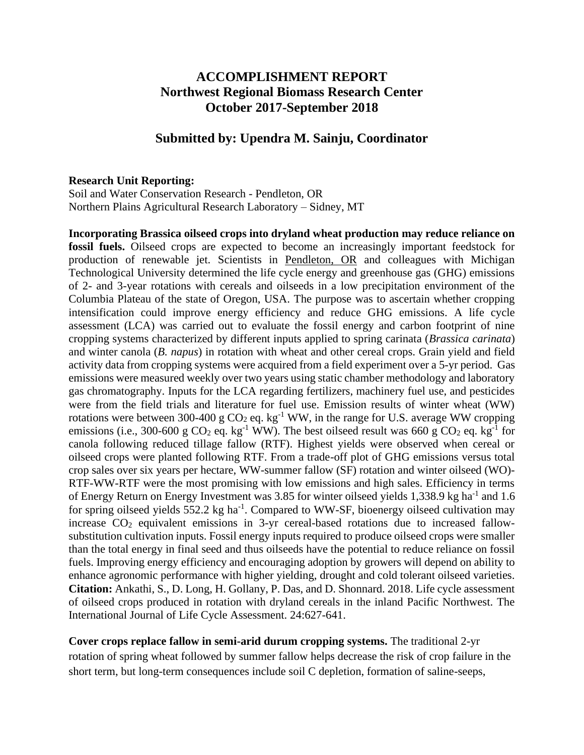# ACCOMPLISHMENT REPORT
# Northwest Regional Biomass Research Center
# October 2017-September 2018

## Submitted by: Upendra M. Sainju, Coordinator

**Research Unit Reporting:**
Soil and Water Conservation Research - Pendleton, OR
Northern Plains Agricultural Research Laboratory – Sidney, MT

**Incorporating Brassica oilseed crops into dryland wheat production may reduce reliance on fossil fuels.** Oilseed crops are expected to become an increasingly important feedstock for production of renewable jet. Scientists in Pendleton, OR and colleagues with Michigan Technological University determined the life cycle energy and greenhouse gas (GHG) emissions of 2- and 3-year rotations with cereals and oilseeds in a low precipitation environment of the Columbia Plateau of the state of Oregon, USA. The purpose was to ascertain whether cropping intensification could improve energy efficiency and reduce GHG emissions. A life cycle assessment (LCA) was carried out to evaluate the fossil energy and carbon footprint of nine cropping systems characterized by different inputs applied to spring carinata (*Brassica carinata*) and winter canola (*B. napus*) in rotation with wheat and other cereal crops. Grain yield and field activity data from cropping systems were acquired from a field experiment over a 5-yr period. Gas emissions were measured weekly over two years using static chamber methodology and laboratory gas chromatography. Inputs for the LCA regarding fertilizers, machinery fuel use, and pesticides were from the field trials and literature for fuel use. Emission results of winter wheat (WW) rotations were between 300-400 g $CO_2$ eq. $kg^{-1}$ WW, in the range for U.S. average WW cropping emissions (i.e., 300-600 g $CO_2$ eq. $kg^{-1}$ WW). The best oilseed result was 660 g $CO_2$ eq. $kg^{-1}$ for canola following reduced tillage fallow (RTF). Highest yields were observed when cereal or oilseed crops were planted following RTF. From a trade-off plot of GHG emissions versus total crop sales over six years per hectare, WW-summer fallow (SF) rotation and winter oilseed (WO)-RTF-WW-RTF were the most promising with low emissions and high sales. Efficiency in terms of Energy Return on Energy Investment was 3.85 for winter oilseed yields 1,338.9 kg $ha^{-1}$ and 1.6 for spring oilseed yields 552.2 kg $ha^{-1}$. Compared to WW-SF, bioenergy oilseed cultivation may increase $CO_2$ equivalent emissions in 3-yr cereal-based rotations due to increased fallow-substitution cultivation inputs. Fossil energy inputs required to produce oilseed crops were smaller than the total energy in final seed and thus oilseeds have the potential to reduce reliance on fossil fuels. Improving energy efficiency and encouraging adoption by growers will depend on ability to enhance agronomic performance with higher yielding, drought and cold tolerant oilseed varieties. **Citation:** Ankathi, S., D. Long, H. Gollany, P. Das, and D. Shonnard. 2018. Life cycle assessment of oilseed crops produced in rotation with dryland cereals in the inland Pacific Northwest. The International Journal of Life Cycle Assessment. 24:627-641.

**Cover crops replace fallow in semi-arid durum cropping systems.** The traditional 2-yr rotation of spring wheat followed by summer fallow helps decrease the risk of crop failure in the short term, but long-term consequences include soil C depletion, formation of saline-seeps,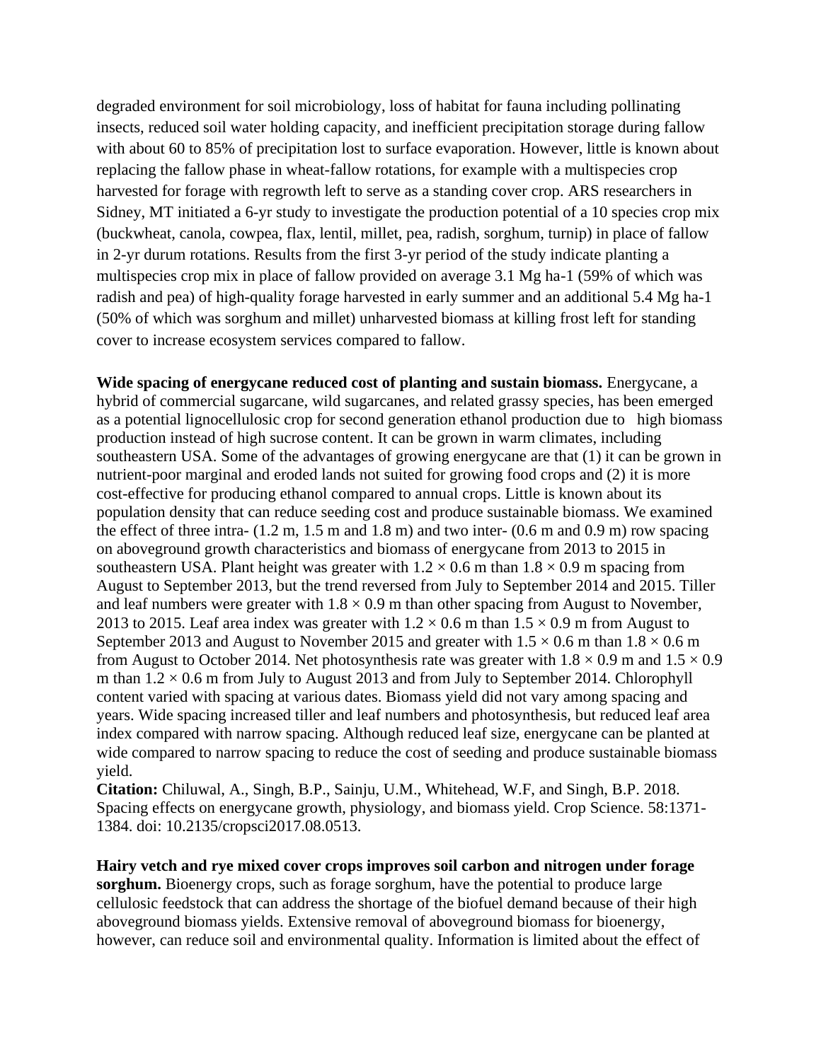degraded environment for soil microbiology, loss of habitat for fauna including pollinating insects, reduced soil water holding capacity, and inefficient precipitation storage during fallow with about 60 to 85% of precipitation lost to surface evaporation. However, little is known about replacing the fallow phase in wheat-fallow rotations, for example with a multispecies crop harvested for forage with regrowth left to serve as a standing cover crop. ARS researchers in Sidney, MT initiated a 6-yr study to investigate the production potential of a 10 species crop mix (buckwheat, canola, cowpea, flax, lentil, millet, pea, radish, sorghum, turnip) in place of fallow in 2-yr durum rotations. Results from the first 3-yr period of the study indicate planting a multispecies crop mix in place of fallow provided on average 3.1 Mg ha-1 (59% of which was radish and pea) of high-quality forage harvested in early summer and an additional 5.4 Mg ha-1 (50% of which was sorghum and millet) unharvested biomass at killing frost left for standing cover to increase ecosystem services compared to fallow.

**Wide spacing of energycane reduced cost of planting and sustain biomass.** Energycane, a hybrid of commercial sugarcane, wild sugarcanes, and related grassy species, has been emerged as a potential lignocellulosic crop for second generation ethanol production due to high biomass production instead of high sucrose content. It can be grown in warm climates, including southeastern USA. Some of the advantages of growing energycane are that (1) it can be grown in nutrient-poor marginal and eroded lands not suited for growing food crops and (2) it is more cost-effective for producing ethanol compared to annual crops. Little is known about its population density that can reduce seeding cost and produce sustainable biomass. We examined the effect of three intra- (1.2 m, 1.5 m and 1.8 m) and two inter- (0.6 m and 0.9 m) row spacing on aboveground growth characteristics and biomass of energycane from 2013 to 2015 in southeastern USA. Plant height was greater with $1.2 \times 0.6$ m than $1.8 \times 0.9$ m spacing from August to September 2013, but the trend reversed from July to September 2014 and 2015. Tiller and leaf numbers were greater with $1.8 \times 0.9$ m than other spacing from August to November, 2013 to 2015. Leaf area index was greater with $1.2 \times 0.6$ m than $1.5 \times 0.9$ m from August to September 2013 and August to November 2015 and greater with $1.5 \times 0.6$ m than $1.8 \times 0.6$ m from August to October 2014. Net photosynthesis rate was greater with $1.8 \times 0.9$ m and $1.5 \times 0.9$ m than $1.2 \times 0.6$ m from July to August 2013 and from July to September 2014. Chlorophyll content varied with spacing at various dates. Biomass yield did not vary among spacing and years. Wide spacing increased tiller and leaf numbers and photosynthesis, but reduced leaf area index compared with narrow spacing. Although reduced leaf size, energycane can be planted at wide compared to narrow spacing to reduce the cost of seeding and produce sustainable biomass yield.

**Citation:** Chiluwal, A., Singh, B.P., Sainju, U.M., Whitehead, W.F, and Singh, B.P. 2018. Spacing effects on energycane growth, physiology, and biomass yield. Crop Science. 58:1371-1384. doi: 10.2135/cropsci2017.08.0513.

**Hairy vetch and rye mixed cover crops improves soil carbon and nitrogen under forage sorghum.** Bioenergy crops, such as forage sorghum, have the potential to produce large cellulosic feedstock that can address the shortage of the biofuel demand because of their high aboveground biomass yields. Extensive removal of aboveground biomass for bioenergy, however, can reduce soil and environmental quality. Information is limited about the effect of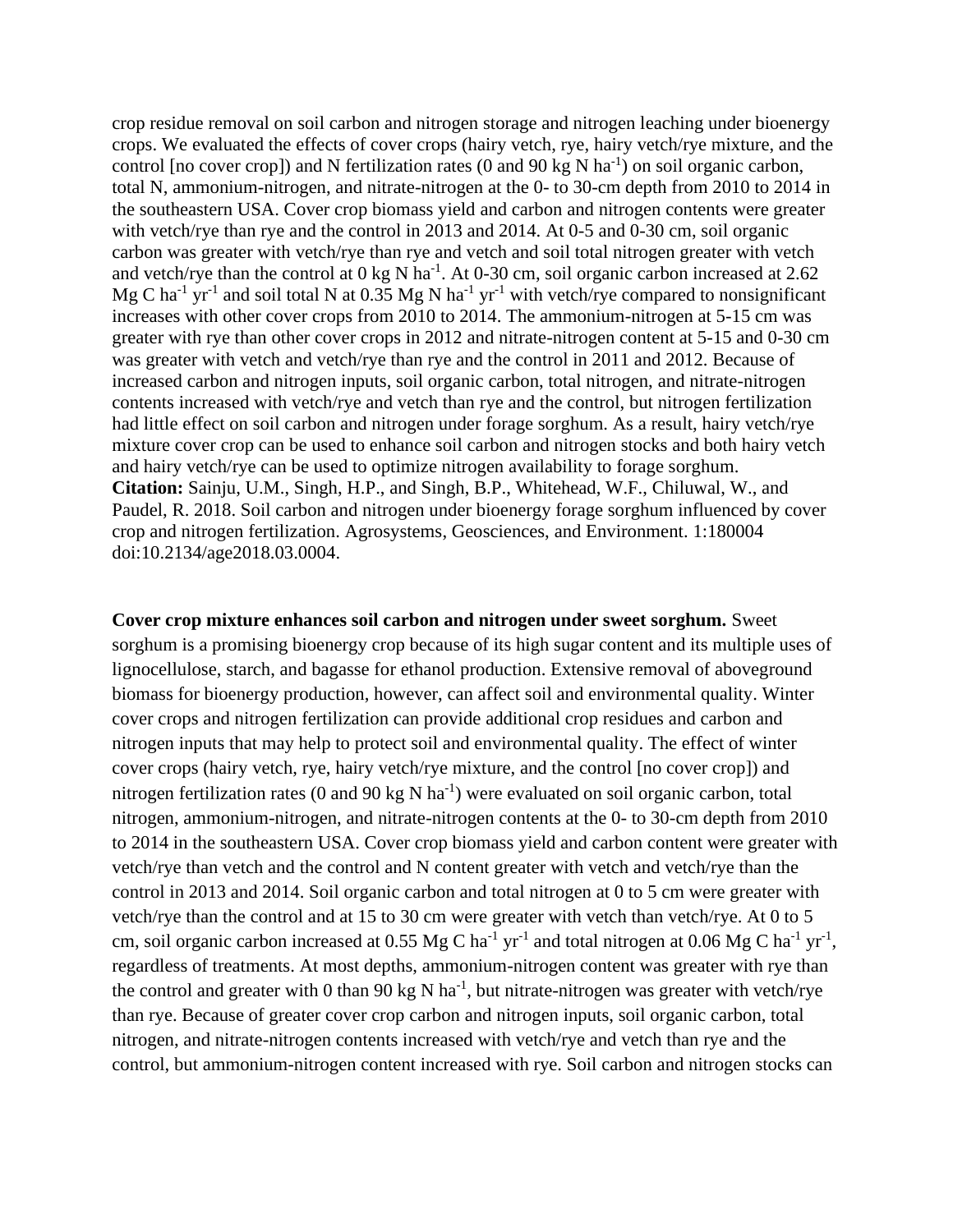crop residue removal on soil carbon and nitrogen storage and nitrogen leaching under bioenergy crops. We evaluated the effects of cover crops (hairy vetch, rye, hairy vetch/rye mixture, and the control [no cover crop]) and N fertilization rates (0 and 90 kg N $ha^{-1}$) on soil organic carbon, total N, ammonium-nitrogen, and nitrate-nitrogen at the 0- to 30-cm depth from 2010 to 2014 in the southeastern USA. Cover crop biomass yield and carbon and nitrogen contents were greater with vetch/rye than rye and the control in 2013 and 2014. At 0-5 and 0-30 cm, soil organic carbon was greater with vetch/rye than rye and vetch and soil total nitrogen greater with vetch and vetch/rye than the control at 0 kg N $ha^{-1}$. At 0-30 cm, soil organic carbon increased at 2.62 Mg C $ha^{-1}$ $yr^{-1}$ and soil total N at 0.35 Mg N $ha^{-1}$ $yr^{-1}$ with vetch/rye compared to nonsignificant increases with other cover crops from 2010 to 2014. The ammonium-nitrogen at 5-15 cm was greater with rye than other cover crops in 2012 and nitrate-nitrogen content at 5-15 and 0-30 cm was greater with vetch and vetch/rye than rye and the control in 2011 and 2012. Because of increased carbon and nitrogen inputs, soil organic carbon, total nitrogen, and nitrate-nitrogen contents increased with vetch/rye and vetch than rye and the control, but nitrogen fertilization had little effect on soil carbon and nitrogen under forage sorghum. As a result, hairy vetch/rye mixture cover crop can be used to enhance soil carbon and nitrogen stocks and both hairy vetch and hairy vetch/rye can be used to optimize nitrogen availability to forage sorghum.
**Citation:** Sainju, U.M., Singh, H.P., and Singh, B.P., Whitehead, W.F., Chiluwal, W., and Paudel, R. 2018. Soil carbon and nitrogen under bioenergy forage sorghum influenced by cover crop and nitrogen fertilization. Agrosystems, Geosciences, and Environment. 1:180004 doi:10.2134/age2018.03.0004.

**Cover crop mixture enhances soil carbon and nitrogen under sweet sorghum.** Sweet sorghum is a promising bioenergy crop because of its high sugar content and its multiple uses of lignocellulose, starch, and bagasse for ethanol production. Extensive removal of aboveground biomass for bioenergy production, however, can affect soil and environmental quality. Winter cover crops and nitrogen fertilization can provide additional crop residues and carbon and nitrogen inputs that may help to protect soil and environmental quality. The effect of winter cover crops (hairy vetch, rye, hairy vetch/rye mixture, and the control [no cover crop]) and nitrogen fertilization rates (0 and 90 kg N $ha^{-1}$) were evaluated on soil organic carbon, total nitrogen, ammonium-nitrogen, and nitrate-nitrogen contents at the 0- to 30-cm depth from 2010 to 2014 in the southeastern USA. Cover crop biomass yield and carbon content were greater with vetch/rye than vetch and the control and N content greater with vetch and vetch/rye than the control in 2013 and 2014. Soil organic carbon and total nitrogen at 0 to 5 cm were greater with vetch/rye than the control and at 15 to 30 cm were greater with vetch than vetch/rye. At 0 to 5 cm, soil organic carbon increased at 0.55 Mg C $ha^{-1}$ $yr^{-1}$ and total nitrogen at 0.06 Mg C $ha^{-1}$ $yr^{-1}$, regardless of treatments. At most depths, ammonium-nitrogen content was greater with rye than the control and greater with 0 than 90 kg N $ha^{-1}$, but nitrate-nitrogen was greater with vetch/rye than rye. Because of greater cover crop carbon and nitrogen inputs, soil organic carbon, total nitrogen, and nitrate-nitrogen contents increased with vetch/rye and vetch than rye and the control, but ammonium-nitrogen content increased with rye. Soil carbon and nitrogen stocks can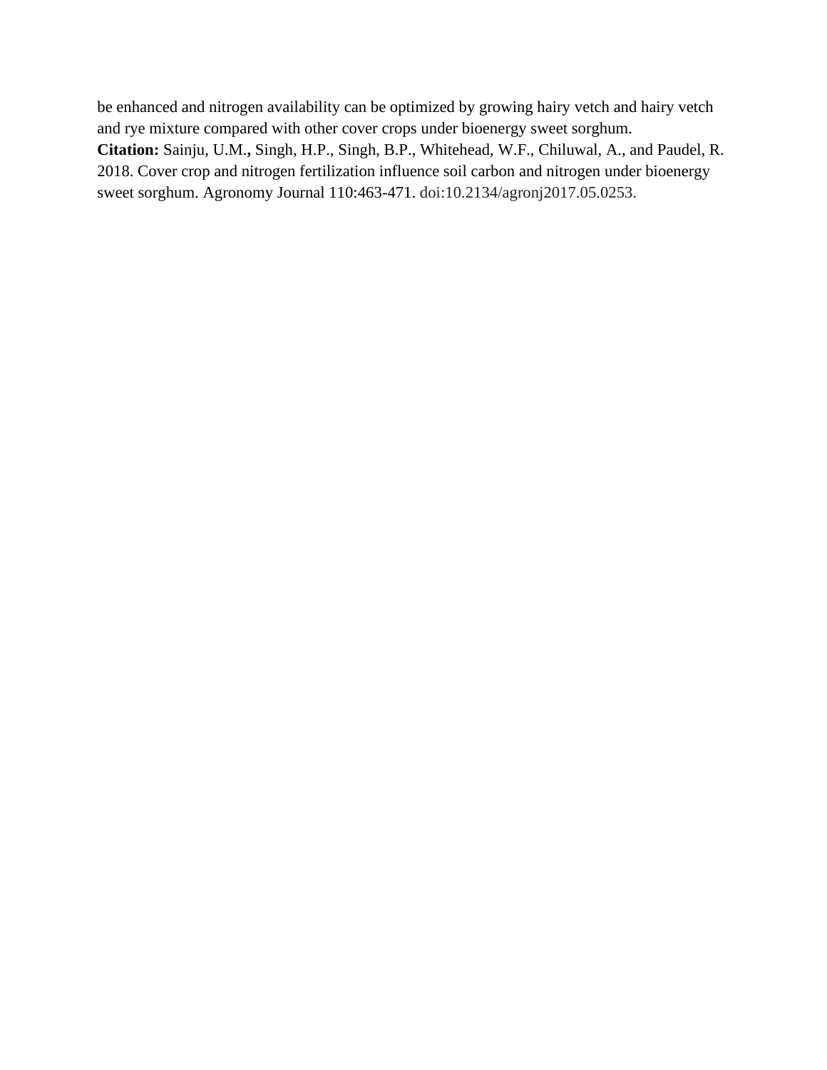be enhanced and nitrogen availability can be optimized by growing hairy vetch and hairy vetch and rye mixture compared with other cover crops under bioenergy sweet sorghum.

**Citation:** Sainju, U.M.**,** Singh, H.P., Singh, B.P., Whitehead, W.F., Chiluwal, A., and Paudel, R. 2018. Cover crop and nitrogen fertilization influence soil carbon and nitrogen under bioenergy sweet sorghum. Agronomy Journal 110:463-471. doi:10.2134/agronj2017.05.0253.